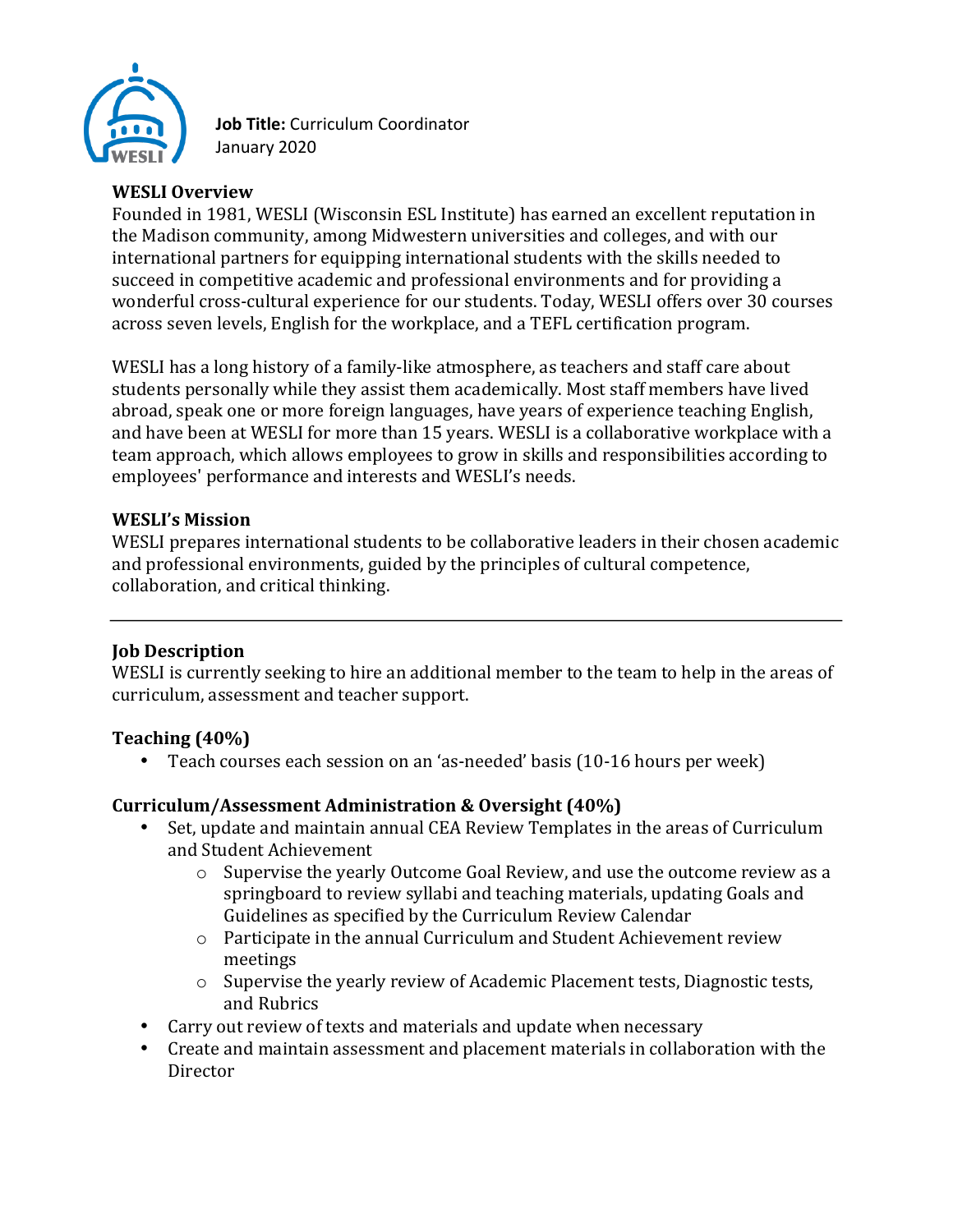**Job Title:** Curriculum Coordinator
January 2020

**WESLI Overview**

Founded in 1981, WESLI (Wisconsin ESL Institute) has earned an excellent reputation in the Madison community, among Midwestern universities and colleges, and with our international partners for equipping international students with the skills needed to succeed in competitive academic and professional environments and for providing a wonderful cross-cultural experience for our students. Today, WESLI offers over 30 courses across seven levels, English for the workplace, and a TEFL certification program.

WESLI has a long history of a family-like atmosphere, as teachers and staff care about students personally while they assist them academically. Most staff members have lived abroad, speak one or more foreign languages, have years of experience teaching English, and have been at WESLI for more than 15 years. WESLI is a collaborative workplace with a team approach, which allows employees to grow in skills and responsibilities according to employees' performance and interests and WESLI's needs.

**WESLI's Mission**

WESLI prepares international students to be collaborative leaders in their chosen academic and professional environments, guided by the principles of cultural competence, collaboration, and critical thinking.

---

**Job Description**

WESLI is currently seeking to hire an additional member to the team to help in the areas of curriculum, assessment and teacher support.

**Teaching (40%)**

- Teach courses each session on an 'as-needed' basis (10-16 hours per week)

**Curriculum/Assessment Administration & Oversight (40%)**

- Set, update and maintain annual CEA Review Templates in the areas of Curriculum and Student Achievement
  - Supervise the yearly Outcome Goal Review, and use the outcome review as a springboard to review syllabi and teaching materials, updating Goals and Guidelines as specified by the Curriculum Review Calendar
  - Participate in the annual Curriculum and Student Achievement review meetings
  - Supervise the yearly review of Academic Placement tests, Diagnostic tests, and Rubrics
- Carry out review of texts and materials and update when necessary
- Create and maintain assessment and placement materials in collaboration with the Director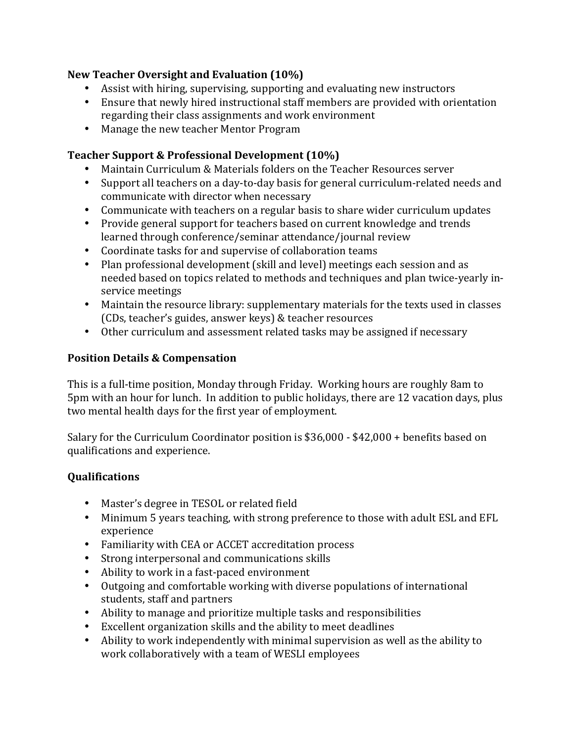**New Teacher Oversight and Evaluation (10%)**

- Assist with hiring, supervising, supporting and evaluating new instructors
- Ensure that newly hired instructional staff members are provided with orientation regarding their class assignments and work environment
- Manage the new teacher Mentor Program

**Teacher Support & Professional Development (10%)**

- Maintain Curriculum & Materials folders on the Teacher Resources server
- Support all teachers on a day-to-day basis for general curriculum-related needs and communicate with director when necessary
- Communicate with teachers on a regular basis to share wider curriculum updates
- Provide general support for teachers based on current knowledge and trends learned through conference/seminar attendance/journal review
- Coordinate tasks for and supervise of collaboration teams
- Plan professional development (skill and level) meetings each session and as needed based on topics related to methods and techniques and plan twice-yearly in-service meetings
- Maintain the resource library: supplementary materials for the texts used in classes (CDs, teacher's guides, answer keys) & teacher resources
- Other curriculum and assessment related tasks may be assigned if necessary

**Position Details & Compensation**

This is a full-time position, Monday through Friday. Working hours are roughly 8am to 5pm with an hour for lunch. In addition to public holidays, there are 12 vacation days, plus two mental health days for the first year of employment.

Salary for the Curriculum Coordinator position is $36,000 - $42,000 + benefits based on qualifications and experience.

**Qualifications**

- Master's degree in TESOL or related field
- Minimum 5 years teaching, with strong preference to those with adult ESL and EFL experience
- Familiarity with CEA or ACCET accreditation process
- Strong interpersonal and communications skills
- Ability to work in a fast-paced environment
- Outgoing and comfortable working with diverse populations of international students, staff and partners
- Ability to manage and prioritize multiple tasks and responsibilities
- Excellent organization skills and the ability to meet deadlines
- Ability to work independently with minimal supervision as well as the ability to work collaboratively with a team of WESLI employees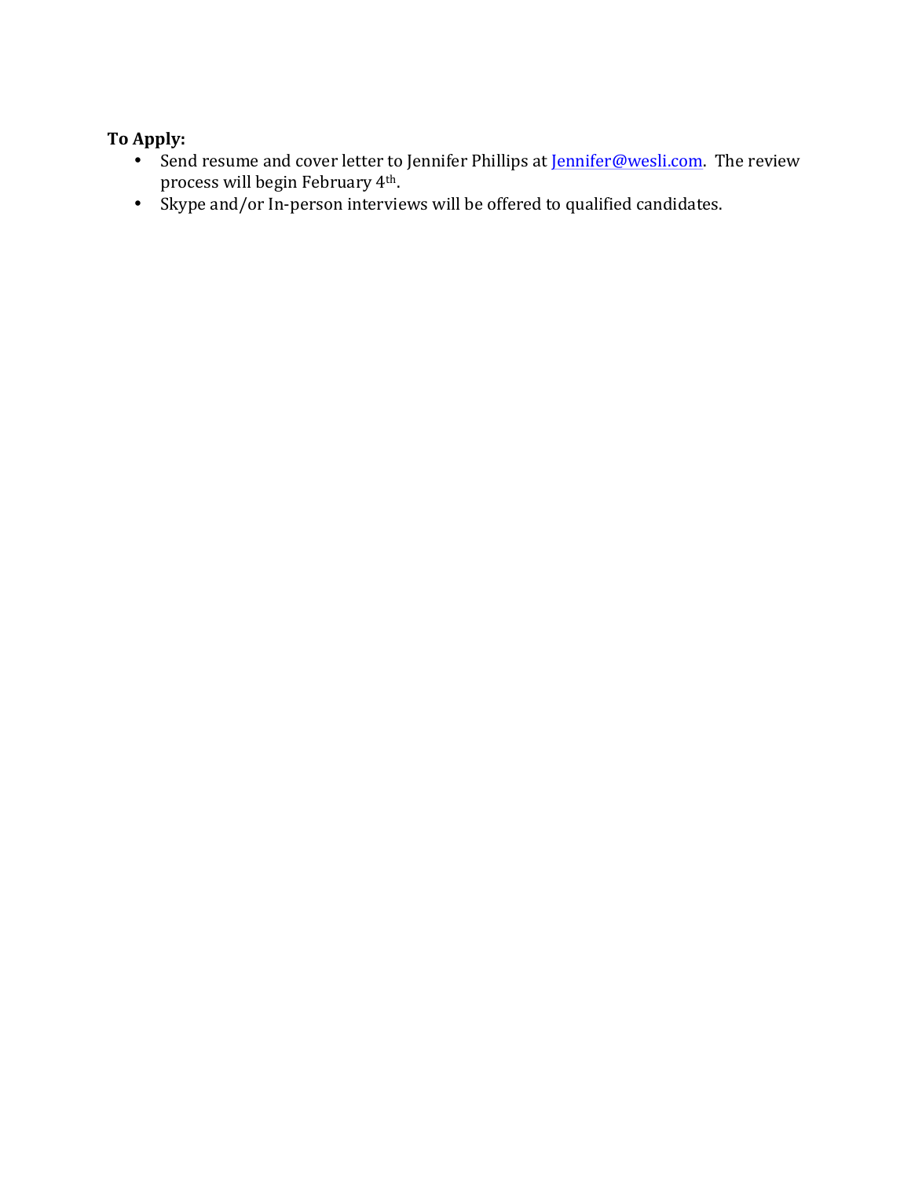**To Apply:**

- Send resume and cover letter to Jennifer Phillips at [Jennifer@wesli.com](mailto:Jennifer@wesli.com). The review process will begin February 4th.
- Skype and/or In-person interviews will be offered to qualified candidates.